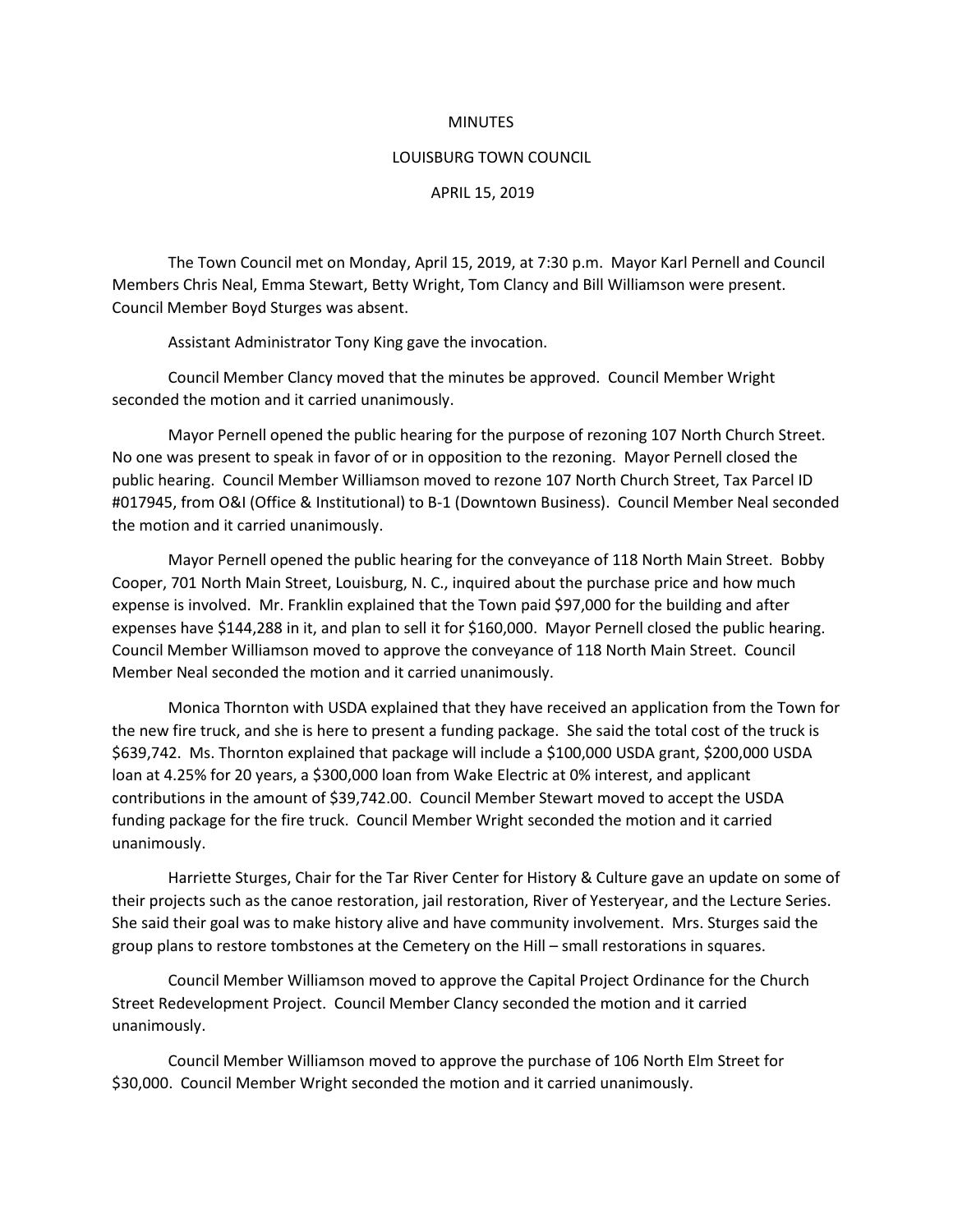MINUTES

LOUISBURG TOWN COUNCIL

APRIL 15, 2019

The Town Council met on Monday, April 15, 2019, at 7:30 p.m. Mayor Karl Pernell and Council Members Chris Neal, Emma Stewart, Betty Wright, Tom Clancy and Bill Williamson were present. Council Member Boyd Sturges was absent.

Assistant Administrator Tony King gave the invocation.

Council Member Clancy moved that the minutes be approved. Council Member Wright seconded the motion and it carried unanimously.

Mayor Pernell opened the public hearing for the purpose of rezoning 107 North Church Street. No one was present to speak in favor of or in opposition to the rezoning. Mayor Pernell closed the public hearing. Council Member Williamson moved to rezone 107 North Church Street, Tax Parcel ID #017945, from O&I (Office & Institutional) to B-1 (Downtown Business). Council Member Neal seconded the motion and it carried unanimously.

Mayor Pernell opened the public hearing for the conveyance of 118 North Main Street. Bobby Cooper, 701 North Main Street, Louisburg, N. C., inquired about the purchase price and how much expense is involved. Mr. Franklin explained that the Town paid $97,000 for the building and after expenses have $144,288 in it, and plan to sell it for $160,000. Mayor Pernell closed the public hearing. Council Member Williamson moved to approve the conveyance of 118 North Main Street. Council Member Neal seconded the motion and it carried unanimously.

Monica Thornton with USDA explained that they have received an application from the Town for the new fire truck, and she is here to present a funding package. She said the total cost of the truck is $639,742. Ms. Thornton explained that package will include a $100,000 USDA grant, $200,000 USDA loan at 4.25% for 20 years, a $300,000 loan from Wake Electric at 0% interest, and applicant contributions in the amount of $39,742.00. Council Member Stewart moved to accept the USDA funding package for the fire truck. Council Member Wright seconded the motion and it carried unanimously.

Harriette Sturges, Chair for the Tar River Center for History & Culture gave an update on some of their projects such as the canoe restoration, jail restoration, River of Yesteryear, and the Lecture Series. She said their goal was to make history alive and have community involvement. Mrs. Sturges said the group plans to restore tombstones at the Cemetery on the Hill – small restorations in squares.

Council Member Williamson moved to approve the Capital Project Ordinance for the Church Street Redevelopment Project. Council Member Clancy seconded the motion and it carried unanimously.

Council Member Williamson moved to approve the purchase of 106 North Elm Street for $30,000. Council Member Wright seconded the motion and it carried unanimously.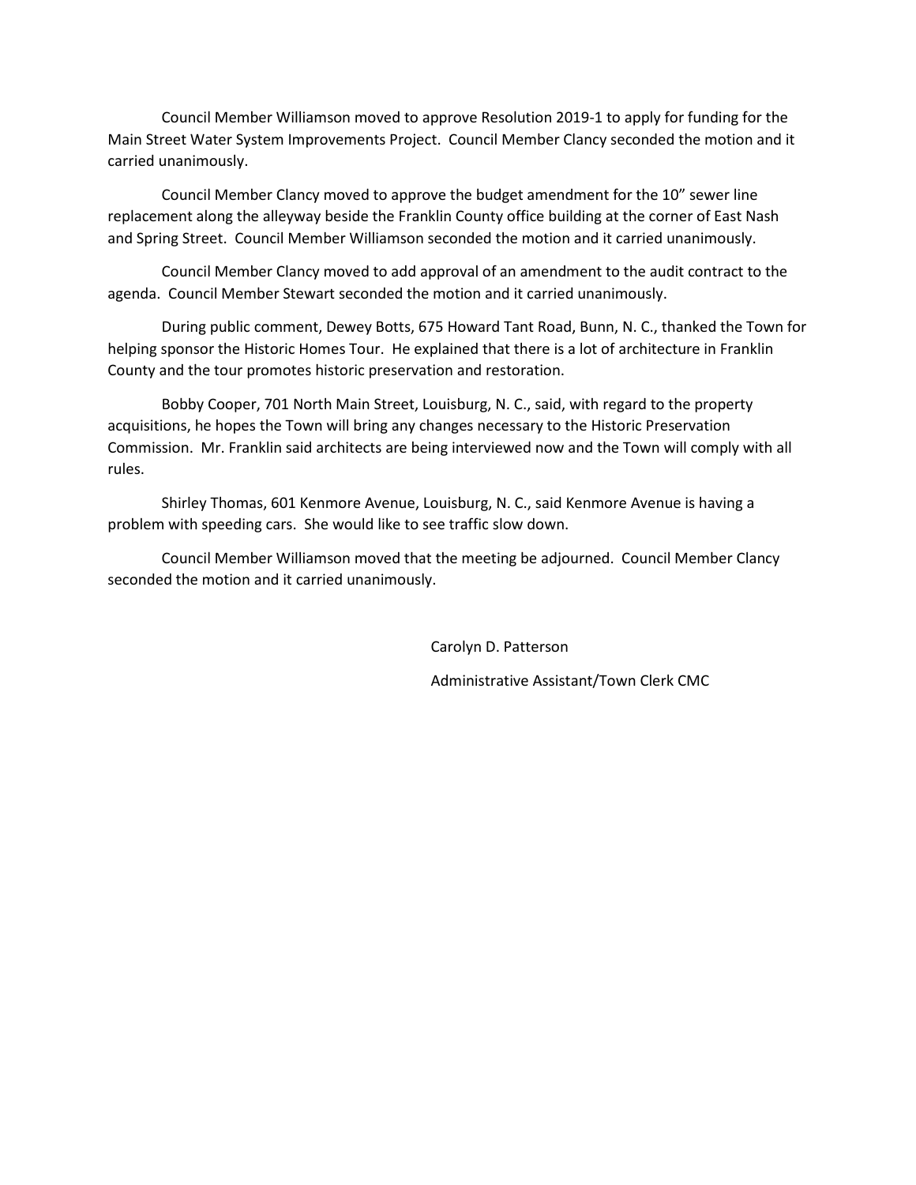Council Member Williamson moved to approve Resolution 2019-1 to apply for funding for the Main Street Water System Improvements Project. Council Member Clancy seconded the motion and it carried unanimously.

Council Member Clancy moved to approve the budget amendment for the 10" sewer line replacement along the alleyway beside the Franklin County office building at the corner of East Nash and Spring Street. Council Member Williamson seconded the motion and it carried unanimously.

Council Member Clancy moved to add approval of an amendment to the audit contract to the agenda. Council Member Stewart seconded the motion and it carried unanimously.

During public comment, Dewey Botts, 675 Howard Tant Road, Bunn, N. C., thanked the Town for helping sponsor the Historic Homes Tour. He explained that there is a lot of architecture in Franklin County and the tour promotes historic preservation and restoration.

Bobby Cooper, 701 North Main Street, Louisburg, N. C., said, with regard to the property acquisitions, he hopes the Town will bring any changes necessary to the Historic Preservation Commission. Mr. Franklin said architects are being interviewed now and the Town will comply with all rules.

Shirley Thomas, 601 Kenmore Avenue, Louisburg, N. C., said Kenmore Avenue is having a problem with speeding cars. She would like to see traffic slow down.

Council Member Williamson moved that the meeting be adjourned. Council Member Clancy seconded the motion and it carried unanimously.

Carolyn D. Patterson

Administrative Assistant/Town Clerk CMC